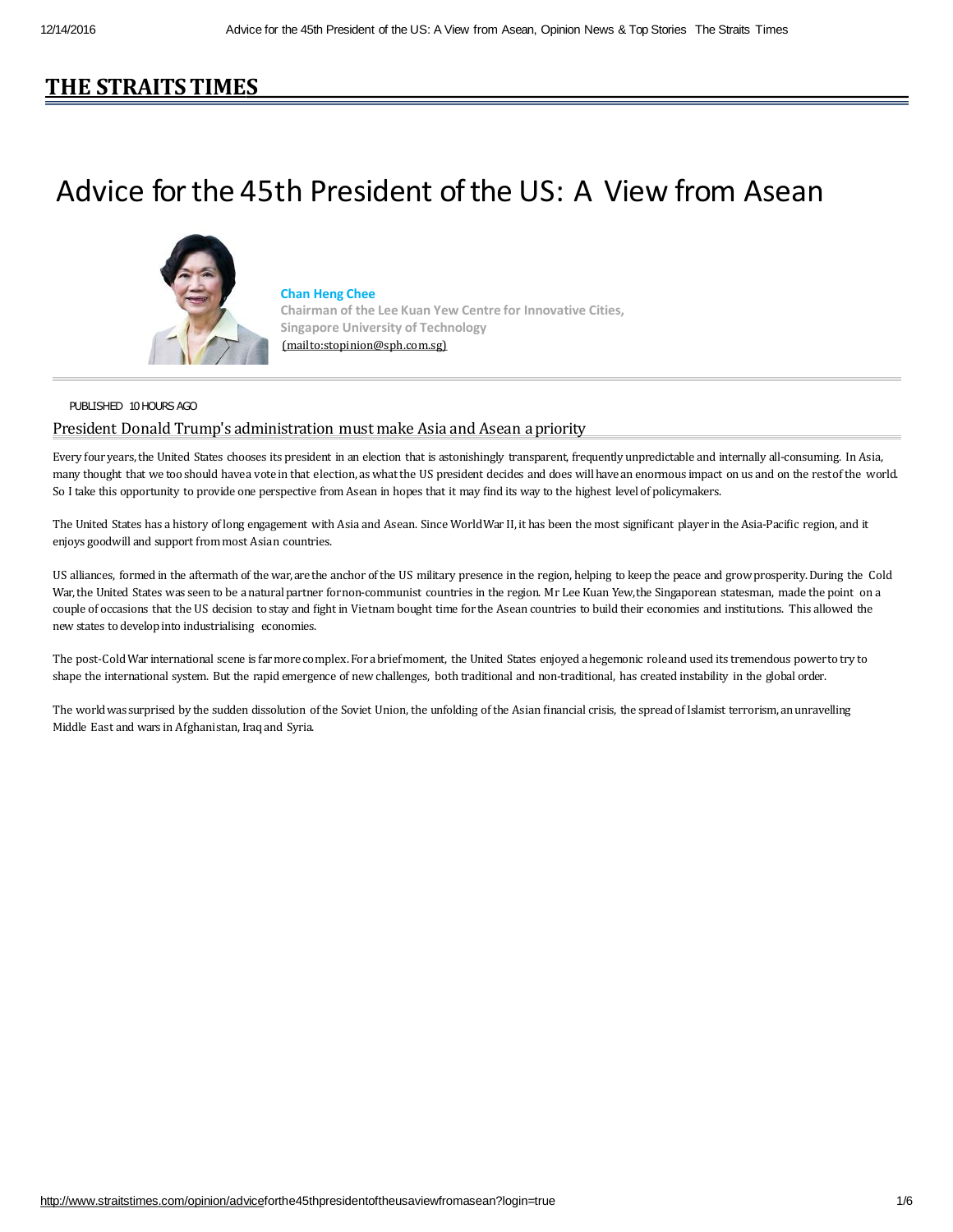# THE STRAITS TIMES

# Advice for the 45th President of the US: A View from Asean

**Chan Heng Chee**
**Chairman of the Lee Kuan Yew Centre for Innovative Cities, Singapore University of Technology**
(mailto:stopinion@sph.com.sg)

PUBLISHED 10 HOURS AGO

## President Donald Trump's administration must make Asia and Asean a priority

Every four years, the United States chooses its president in an election that is astonishingly transparent, frequently unpredictable and internally all-consuming. In Asia, many thought that we too should have a vote in that election, as what the US president decides and does will have an enormous impact on us and on the rest of the world. So I take this opportunity to provide one perspective from Asean in hopes that it may find its way to the highest level of policymakers.

The United States has a history of long engagement with Asia and Asean. Since World War II, it has been the most significant player in the Asia-Pacific region, and it enjoys goodwill and support from most Asian countries.

US alliances, formed in the aftermath of the war, are the anchor of the US military presence in the region, helping to keep the peace and grow prosperity. During the Cold War, the United States was seen to be a natural partner for non-communist countries in the region. Mr Lee Kuan Yew, the Singaporean statesman, made the point on a couple of occasions that the US decision to stay and fight in Vietnam bought time for the Asean countries to build their economies and institutions. This allowed the new states to develop into industrialising economies.

The post-Cold War international scene is far more complex. For a brief moment, the United States enjoyed a hegemonic role and used its tremendous power to try to shape the international system. But the rapid emergence of new challenges, both traditional and non-traditional, has created instability in the global order.

The world was surprised by the sudden dissolution of the Soviet Union, the unfolding of the Asian financial crisis, the spread of Islamist terrorism, an unravelling Middle East and wars in Afghanistan, Iraq and Syria.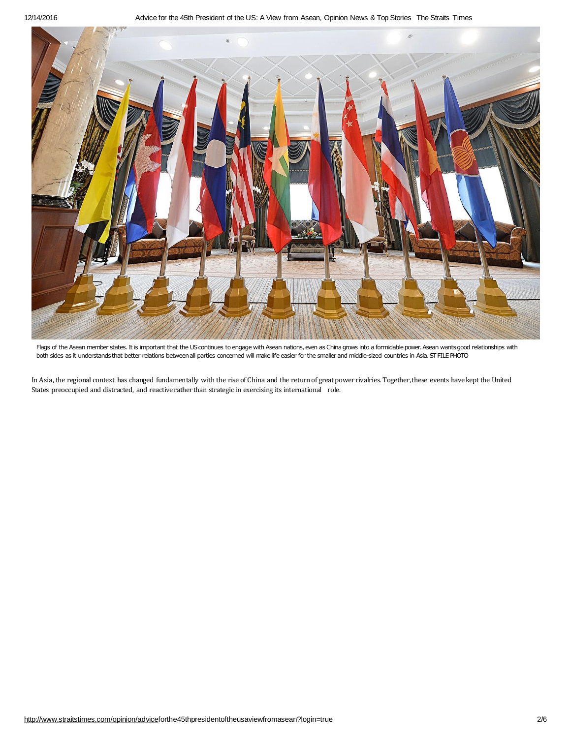Flags of the Asean member states. It is important that the US continues to engage with Asean nations, even as China grows into a formidable power. Asean wants good relationships with both sides as it understands that better relations between all parties concerned will make life easier for the smaller and middle-sized countries in Asia. ST FILE PHOTO

In Asia, the regional context has changed fundamentally with the rise of China and the return of great power rivalries. Together, these events have kept the United States preoccupied and distracted, and reactive rather than strategic in exercising its international role.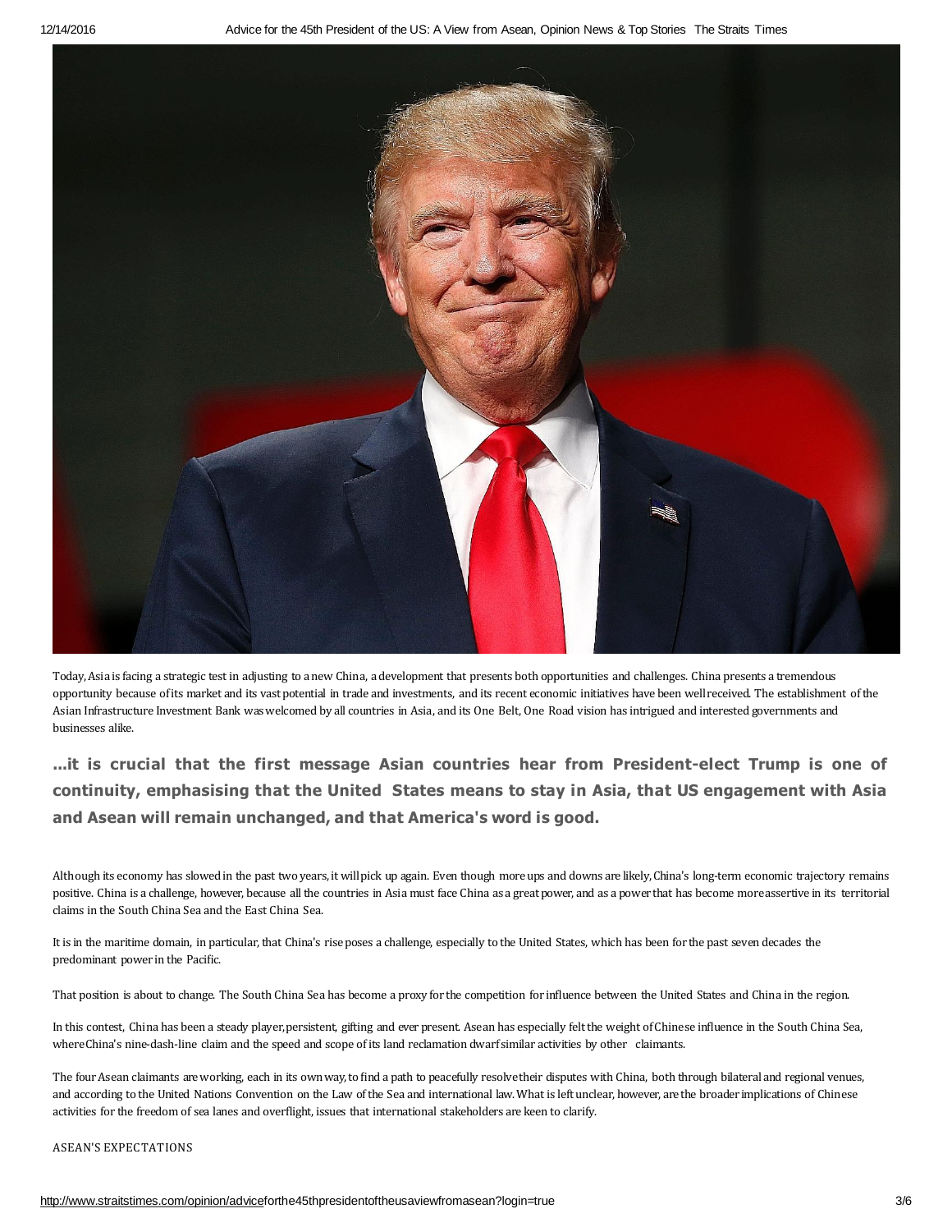Today, Asia is facing a strategic test in adjusting to a new China, a development that presents both opportunities and challenges. China presents a tremendous opportunity because of its market and its vast potential in trade and investments, and its recent economic initiatives have been well received. The establishment of the Asian Infrastructure Investment Bank was welcomed by all countries in Asia, and its One Belt, One Road vision has intrigued and interested governments and businesses alike.

**...it is crucial that the first message Asian countries hear from President-elect Trump is one of continuity, emphasising that the United States means to stay in Asia, that US engagement with Asia and Asean will remain unchanged, and that America's word is good.**

Although its economy has slowed in the past two years, it will pick up again. Even though more ups and downs are likely, China's long-term economic trajectory remains positive. China is a challenge, however, because all the countries in Asia must face China as a great power, and as a power that has become more assertive in its territorial claims in the South China Sea and the East China Sea.

It is in the maritime domain, in particular, that China's rise poses a challenge, especially to the United States, which has been for the past seven decades the predominant power in the Pacific.

That position is about to change. The South China Sea has become a proxy for the competition for influence between the United States and China in the region.

In this contest, China has been a steady player, persistent, gifting and ever present. Asean has especially felt the weight of Chinese influence in the South China Sea, where China's nine-dash-line claim and the speed and scope of its land reclamation dwarf similar activities by other claimants.

The four Asean claimants are working, each in its own way, to find a path to peacefully resolve their disputes with China, both through bilateral and regional venues, and according to the United Nations Convention on the Law of the Sea and international law. What is left unclear, however, are the broader implications of Chinese activities for the freedom of sea lanes and overflight, issues that international stakeholders are keen to clarify.

ASEAN'S EXPECTATIONS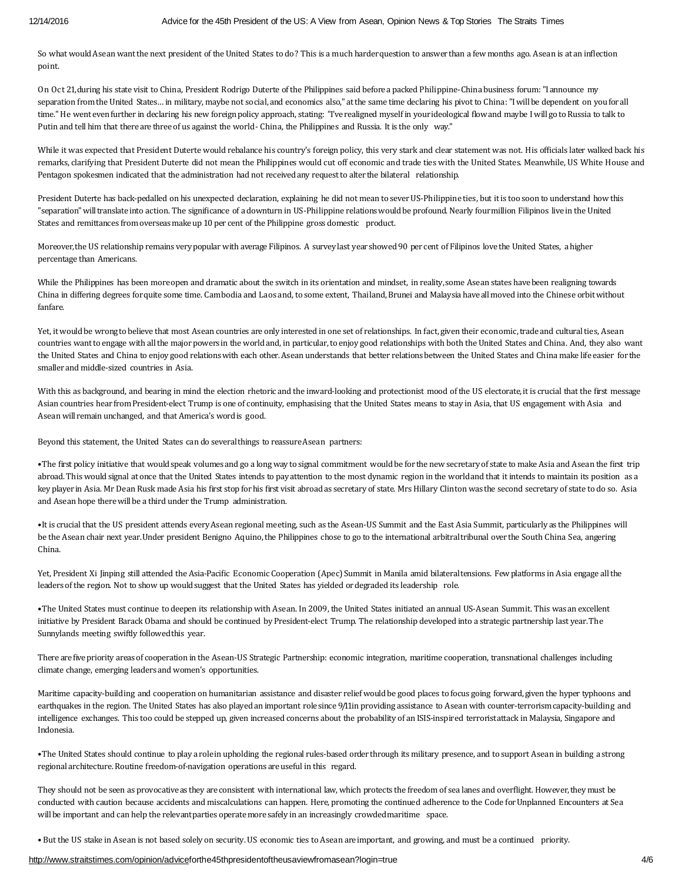So what would Asean want the next president of the United States to do? This is a much harder question to answer than a few months ago. Asean is at an inflection point.

On Oct 21, during his state visit to China, President Rodrigo Duterte of the Philippines said before a packed Philippine-China business forum: "I announce my separation from the United States... in military, maybe not social, and economics also," at the same time declaring his pivot to China: "I will be dependent on you for all time." He went even further in declaring his new foreign policy approach, stating: "I've realigned myself in your ideological flow and maybe I will go to Russia to talk to Putin and tell him that there are three of us against the world - China, the Philippines and Russia. It is the only way."

While it was expected that President Duterte would rebalance his country's foreign policy, this very stark and clear statement was not. His officials later walked back his remarks, clarifying that President Duterte did not mean the Philippines would cut off economic and trade ties with the United States. Meanwhile, US White House and Pentagon spokesmen indicated that the administration had not received any request to alter the bilateral relationship.

President Duterte has back-pedalled on his unexpected declaration, explaining he did not mean to sever US-Philippine ties, but it is too soon to understand how this "separation" will translate into action. The significance of a downturn in US-Philippine relations would be profound. Nearly four million Filipinos live in the United States and remittances from overseas make up 10 per cent of the Philippine gross domestic product.

Moreover, the US relationship remains very popular with average Filipinos. A survey last year showed 90 per cent of Filipinos love the United States, a higher percentage than Americans.

While the Philippines has been more open and dramatic about the switch in its orientation and mindset, in reality, some Asean states have been realigning towards China in differing degrees for quite some time. Cambodia and Laos and, to some extent, Thailand, Brunei and Malaysia have all moved into the Chinese orbit without fanfare.

Yet, it would be wrong to believe that most Asean countries are only interested in one set of relationships. In fact, given their economic, trade and cultural ties, Asean countries want to engage with all the major powers in the world and, in particular, to enjoy good relationships with both the United States and China. And, they also want the United States and China to enjoy good relations with each other. Asean understands that better relations between the United States and China make life easier for the smaller and middle-sized countries in Asia.

With this as background, and bearing in mind the election rhetoric and the inward-looking and protectionist mood of the US electorate, it is crucial that the first message Asian countries hear from President-elect Trump is one of continuity, emphasising that the United States means to stay in Asia, that US engagement with Asia and Asean will remain unchanged, and that America's word is good.

Beyond this statement, the United States can do several things to reassure Asean partners:

• The first policy initiative that would speak volumes and go a long way to signal commitment would be for the new secretary of state to make Asia and Asean the first trip abroad. This would signal at once that the United States intends to pay attention to the most dynamic region in the world and that it intends to maintain its position as a key player in Asia. Mr Dean Rusk made Asia his first stop for his first visit abroad as secretary of state. Mrs Hillary Clinton was the second secretary of state to do so. Asia and Asean hope there will be a third under the Trump administration.

• It is crucial that the US president attends every Asean regional meeting, such as the Asean-US Summit and the East Asia Summit, particularly as the Philippines will be the Asean chair next year. Under president Benigno Aquino, the Philippines chose to go to the international arbitral tribunal over the South China Sea, angering China.

Yet, President Xi Jinping still attended the Asia-Pacific Economic Cooperation (Apec) Summit in Manila amid bilateral tensions. Few platforms in Asia engage all the leaders of the region. Not to show up would suggest that the United States has yielded or degraded its leadership role.

• The United States must continue to deepen its relationship with Asean. In 2009, the United States initiated an annual US-Asean Summit. This was an excellent initiative by President Barack Obama and should be continued by President-elect Trump. The relationship developed into a strategic partnership last year. The Sunnylands meeting swiftly followed this year.

There are five priority areas of cooperation in the Asean-US Strategic Partnership: economic integration, maritime cooperation, transnational challenges including climate change, emerging leaders and women's opportunities.

Maritime capacity-building and cooperation on humanitarian assistance and disaster relief would be good places to focus going forward, given the hyper typhoons and earthquakes in the region. The United States has also played an important role since 9/11 in providing assistance to Asean with counter-terrorism capacity-building and intelligence exchanges. This too could be stepped up, given increased concerns about the probability of an ISIS-inspired terrorist attack in Malaysia, Singapore and Indonesia.

• The United States should continue to play a role in upholding the regional rules-based order through its military presence, and to support Asean in building a strong regional architecture. Routine freedom-of-navigation operations are useful in this regard.

They should not be seen as provocative as they are consistent with international law, which protects the freedom of sea lanes and overflight. However, they must be conducted with caution because accidents and miscalculations can happen. Here, promoting the continued adherence to the Code for Unplanned Encounters at Sea will be important and can help the relevant parties operate more safely in an increasingly crowded maritime space.

• But the US stake in Asean is not based solely on security. US economic ties to Asean are important, and growing, and must be a continued priority.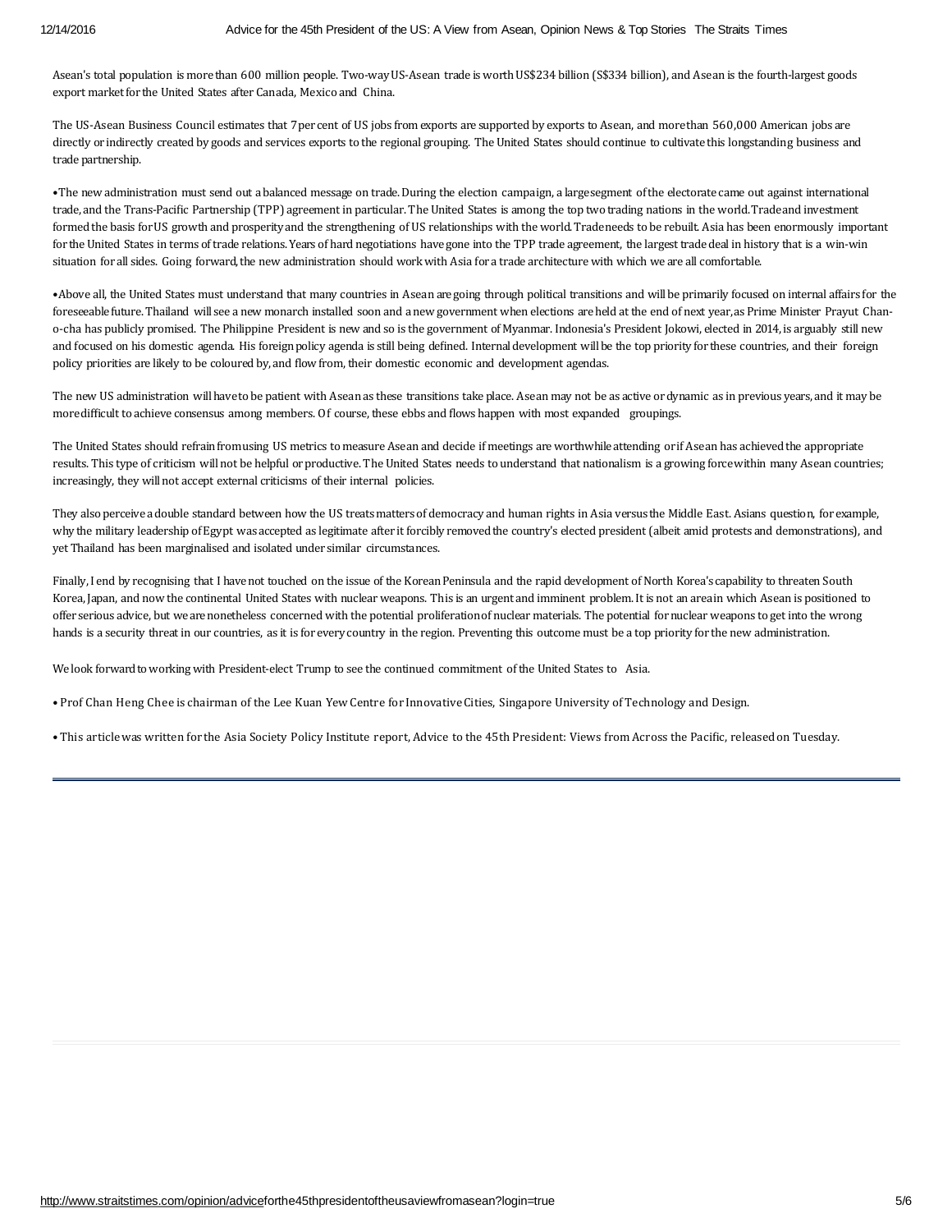Asean's total population is more than 600 million people. Two-way US-Asean trade is worth US$234 billion (S$334 billion), and Asean is the fourth-largest goods export market for the United States after Canada, Mexico and China.

The US-Asean Business Council estimates that 7 per cent of US jobs from exports are supported by exports to Asean, and more than 560,000 American jobs are directly or indirectly created by goods and services exports to the regional grouping. The United States should continue to cultivate this longstanding business and trade partnership.

• The new administration must send out a balanced message on trade. During the election campaign, a large segment of the electorate came out against international trade, and the Trans-Pacific Partnership (TPP) agreement in particular. The United States is among the top two trading nations in the world. Trade and investment formed the basis for US growth and prosperity and the strengthening of US relationships with the world. Trade needs to be rebuilt. Asia has been enormously important for the United States in terms of trade relations. Years of hard negotiations have gone into the TPP trade agreement, the largest trade deal in history that is a win-win situation for all sides. Going forward, the new administration should work with Asia for a trade architecture with which we are all comfortable.

• Above all, the United States must understand that many countries in Asean are going through political transitions and will be primarily focused on internal affairs for the foreseeable future. Thailand will see a new monarch installed soon and a new government when elections are held at the end of next year, as Prime Minister Prayut Chan-o-cha has publicly promised. The Philippine President is new and so is the government of Myanmar. Indonesia's President Jokowi, elected in 2014, is arguably still new and focused on his domestic agenda. His foreign policy agenda is still being defined. Internal development will be the top priority for these countries, and their foreign policy priorities are likely to be coloured by, and flow from, their domestic economic and development agendas.

The new US administration will have to be patient with Asean as these transitions take place. Asean may not be as active or dynamic as in previous years, and it may be more difficult to achieve consensus among members. Of course, these ebbs and flows happen with most expanded groupings.

The United States should refrain from using US metrics to measure Asean and decide if meetings are worthwhile attending or if Asean has achieved the appropriate results. This type of criticism will not be helpful or productive. The United States needs to understand that nationalism is a growing force within many Asean countries; increasingly, they will not accept external criticisms of their internal policies.

They also perceive a double standard between how the US treats matters of democracy and human rights in Asia versus the Middle East. Asians question, for example, why the military leadership of Egypt was accepted as legitimate after it forcibly removed the country's elected president (albeit amid protests and demonstrations), and yet Thailand has been marginalised and isolated under similar circumstances.

Finally, I end by recognising that I have not touched on the issue of the Korean Peninsula and the rapid development of North Korea's capability to threaten South Korea, Japan, and now the continental United States with nuclear weapons. This is an urgent and imminent problem. It is not an area in which Asean is positioned to offer serious advice, but we are nonetheless concerned with the potential proliferation of nuclear materials. The potential for nuclear weapons to get into the wrong hands is a security threat in our countries, as it is for every country in the region. Preventing this outcome must be a top priority for the new administration.

We look forward to working with President-elect Trump to see the continued commitment of the United States to Asia.

• Prof Chan Heng Chee is chairman of the Lee Kuan Yew Centre for Innovative Cities, Singapore University of Technology and Design.

• This article was written for the Asia Society Policy Institute report, Advice to the 45th President: Views from Across the Pacific, released on Tuesday.